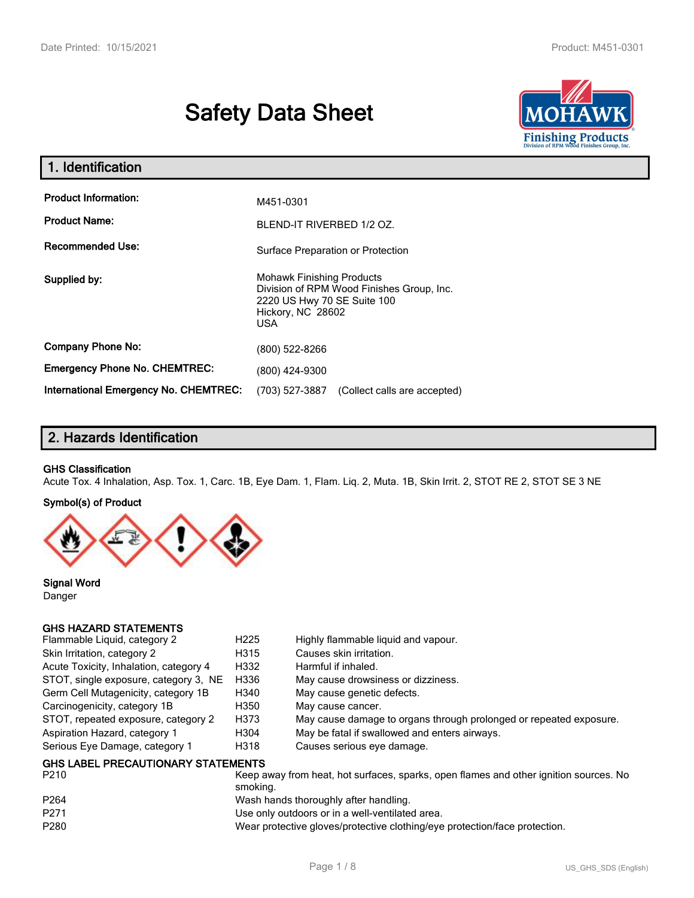# Safety Data Sheet

## 1. Identification

| | |
|---|---|
| **Product Information:** | M451-0301 |
| **Product Name:** | BLEND-IT RIVERBED 1/2 OZ. |
| **Recommended Use:** | Surface Preparation or Protection |
| **Supplied by:** | Mohawk Finishing Products<br>Division of RPM Wood Finishes Group, Inc.<br>2220 US Hwy 70 SE Suite 100<br>Hickory, NC 28602<br>USA |
| **Company Phone No:** | (800) 522-8266 |
| **Emergency Phone No. CHEMTREC:** | (800) 424-9300 |
| **International Emergency No. CHEMTREC:** | (703) 527-3887 (Collect calls are accepted) |

## 2. Hazards Identification

**GHS Classification**

Acute Tox. 4 Inhalation, Asp. Tox. 1, Carc. 1B, Eye Dam. 1, Flam. Liq. 2, Muta. 1B, Skin Irrit. 2, STOT RE 2, STOT SE 3 NE

**Symbol(s) of Product**

**Signal Word**

Danger

**GHS HAZARD STATEMENTS**

| | | |
|---|---|---|
| Flammable Liquid, category 2 | H225 | Highly flammable liquid and vapour. |
| Skin Irritation, category 2 | H315 | Causes skin irritation. |
| Acute Toxicity, Inhalation, category 4 | H332 | Harmful if inhaled. |
| STOT, single exposure, category 3, NE | H336 | May cause drowsiness or dizziness. |
| Germ Cell Mutagenicity, category 1B | H340 | May cause genetic defects. |
| Carcinogenicity, category 1B | H350 | May cause cancer. |
| STOT, repeated exposure, category 2 | H373 | May cause damage to organs through prolonged or repeated exposure. |
| Aspiration Hazard, category 1 | H304 | May be fatal if swallowed and enters airways. |
| Serious Eye Damage, category 1 | H318 | Causes serious eye damage. |

**GHS LABEL PRECAUTIONARY STATEMENTS**

| | |
|---|---|
| P210 | Keep away from heat, hot surfaces, sparks, open flames and other ignition sources. No smoking. |
| P264 | Wash hands thoroughly after handling. |
| P271 | Use only outdoors or in a well-ventilated area. |
| P280 | Wear protective gloves/protective clothing/eye protection/face protection. |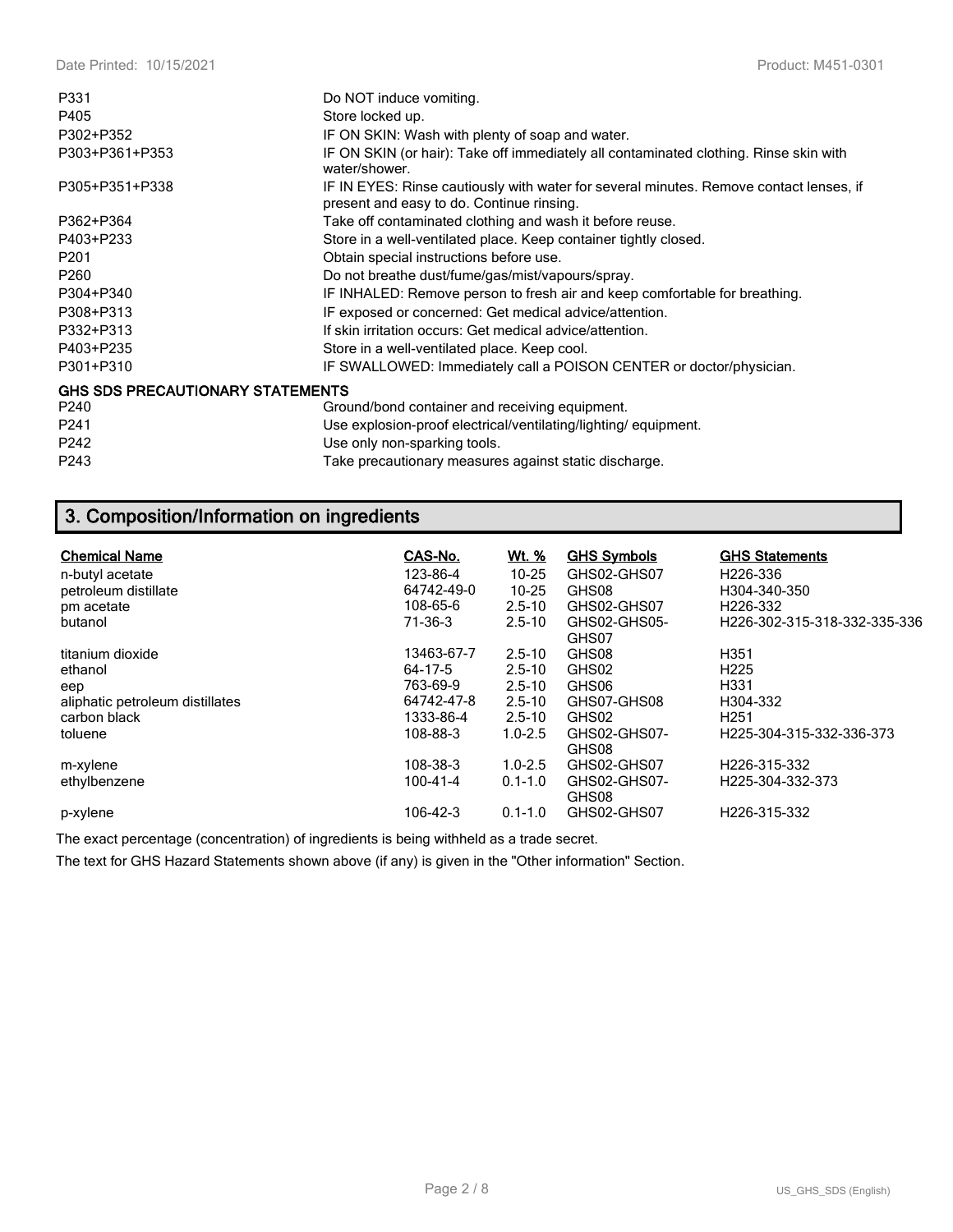| | |
|---|---|
| P331 | Do NOT induce vomiting. |
| P405 | Store locked up. |
| P302+P352 | IF ON SKIN: Wash with plenty of soap and water. |
| P303+P361+P353 | IF ON SKIN (or hair): Take off immediately all contaminated clothing. Rinse skin with water/shower. |
| P305+P351+P338 | IF IN EYES: Rinse cautiously with water for several minutes. Remove contact lenses, if present and easy to do. Continue rinsing. |
| P362+P364 | Take off contaminated clothing and wash it before reuse. |
| P403+P233 | Store in a well-ventilated place. Keep container tightly closed. |
| P201 | Obtain special instructions before use. |
| P260 | Do not breathe dust/fume/gas/mist/vapours/spray. |
| P304+P340 | IF INHALED: Remove person to fresh air and keep comfortable for breathing. |
| P308+P313 | IF exposed or concerned: Get medical advice/attention. |
| P332+P313 | If skin irritation occurs: Get medical advice/attention. |
| P403+P235 | Store in a well-ventilated place. Keep cool. |
| P301+P310 | IF SWALLOWED: Immediately call a POISON CENTER or doctor/physician. |

**GHS SDS PRECAUTIONARY STATEMENTS**

| | |
|---|---|
| P240 | Ground/bond container and receiving equipment. |
| P241 | Use explosion-proof electrical/ventilating/lighting/ equipment. |
| P242 | Use only non-sparking tools. |
| P243 | Take precautionary measures against static discharge. |

## 3. Composition/Information on ingredients

| Chemical Name | CAS-No. | Wt. % | GHS Symbols | GHS Statements |
|---|---|---|---|---|
| n-butyl acetate | 123-86-4 | 10-25 | GHS02-GHS07 | H226-336 |
| petroleum distillate | 64742-49-0 | 10-25 | GHS08 | H304-340-350 |
| pm acetate | 108-65-6 | 2.5-10 | GHS02-GHS07 | H226-332 |
| butanol | 71-36-3 | 2.5-10 | GHS02-GHS05-GHS07 | H226-302-315-318-332-335-336 |
| titanium dioxide | 13463-67-7 | 2.5-10 | GHS08 | H351 |
| ethanol | 64-17-5 | 2.5-10 | GHS02 | H225 |
| eep | 763-69-9 | 2.5-10 | GHS06 | H331 |
| aliphatic petroleum distillates | 64742-47-8 | 2.5-10 | GHS07-GHS08 | H304-332 |
| carbon black | 1333-86-4 | 2.5-10 | GHS02 | H251 |
| toluene | 108-88-3 | 1.0-2.5 | GHS02-GHS07-GHS08 | H225-304-315-332-336-373 |
| m-xylene | 108-38-3 | 1.0-2.5 | GHS02-GHS07 | H226-315-332 |
| ethylbenzene | 100-41-4 | 0.1-1.0 | GHS02-GHS07-GHS08 | H225-304-332-373 |
| p-xylene | 106-42-3 | 0.1-1.0 | GHS02-GHS07 | H226-315-332 |

The exact percentage (concentration) of ingredients is being withheld as a trade secret.

The text for GHS Hazard Statements shown above (if any) is given in the "Other information" Section.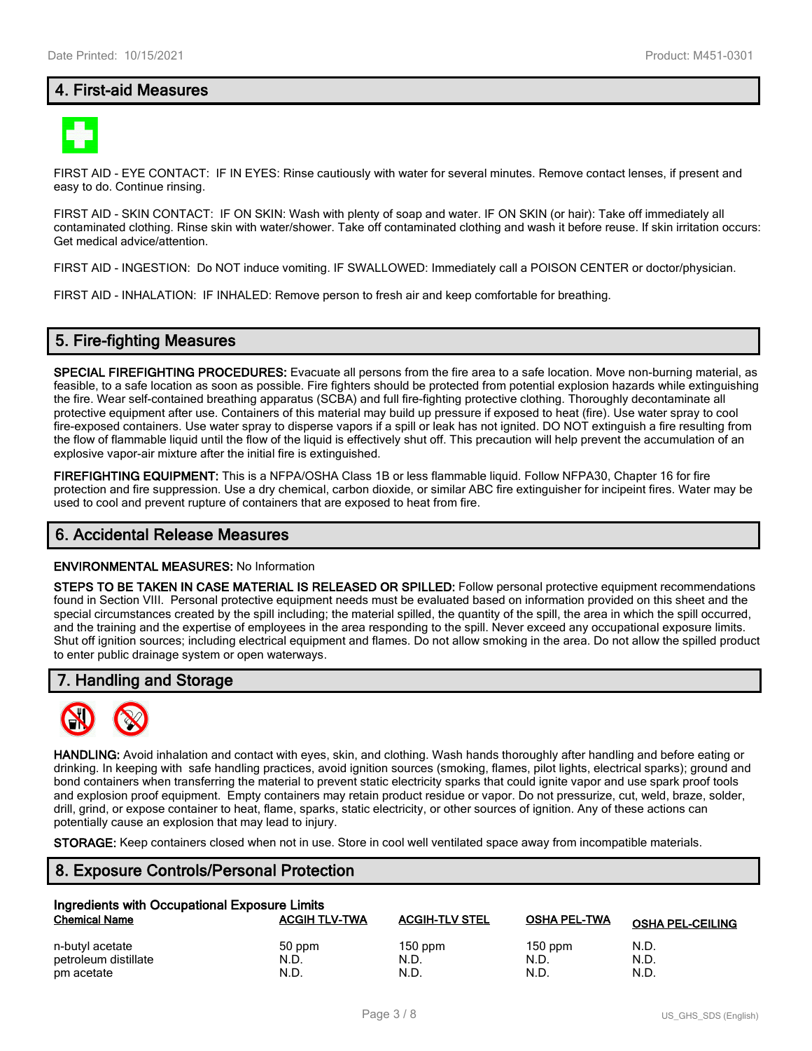## 4. First-aid Measures

FIRST AID - EYE CONTACT: IF IN EYES: Rinse cautiously with water for several minutes. Remove contact lenses, if present and easy to do. Continue rinsing.

FIRST AID - SKIN CONTACT: IF ON SKIN: Wash with plenty of soap and water. IF ON SKIN (or hair): Take off immediately all contaminated clothing. Rinse skin with water/shower. Take off contaminated clothing and wash it before reuse. If skin irritation occurs: Get medical advice/attention.

FIRST AID - INGESTION: Do NOT induce vomiting. IF SWALLOWED: Immediately call a POISON CENTER or doctor/physician.

FIRST AID - INHALATION: IF INHALED: Remove person to fresh air and keep comfortable for breathing.

## 5. Fire-fighting Measures

**SPECIAL FIREFIGHTING PROCEDURES:** Evacuate all persons from the fire area to a safe location. Move non-burning material, as feasible, to a safe location as soon as possible. Fire fighters should be protected from potential explosion hazards while extinguishing the fire. Wear self-contained breathing apparatus (SCBA) and full fire-fighting protective clothing. Thoroughly decontaminate all protective equipment after use. Containers of this material may build up pressure if exposed to heat (fire). Use water spray to cool fire-exposed containers. Use water spray to disperse vapors if a spill or leak has not ignited. DO NOT extinguish a fire resulting from the flow of flammable liquid until the flow of the liquid is effectively shut off. This precaution will help prevent the accumulation of an explosive vapor-air mixture after the initial fire is extinguished.

**FIREFIGHTING EQUIPMENT:** This is a NFPA/OSHA Class 1B or less flammable liquid. Follow NFPA30, Chapter 16 for fire protection and fire suppression. Use a dry chemical, carbon dioxide, or similar ABC fire extinguisher for incipeint fires. Water may be used to cool and prevent rupture of containers that are exposed to heat from fire.

## 6. Accidental Release Measures

**ENVIRONMENTAL MEASURES:** No Information

**STEPS TO BE TAKEN IN CASE MATERIAL IS RELEASED OR SPILLED:** Follow personal protective equipment recommendations found in Section VIII. Personal protective equipment needs must be evaluated based on information provided on this sheet and the special circumstances created by the spill including; the material spilled, the quantity of the spill, the area in which the spill occurred, and the training and the expertise of employees in the area responding to the spill. Never exceed any occupational exposure limits. Shut off ignition sources; including electrical equipment and flames. Do not allow smoking in the area. Do not allow the spilled product to enter public drainage system or open waterways.

## 7. Handling and Storage

**HANDLING:** Avoid inhalation and contact with eyes, skin, and clothing. Wash hands thoroughly after handling and before eating or drinking. In keeping with safe handling practices, avoid ignition sources (smoking, flames, pilot lights, electrical sparks); ground and bond containers when transferring the material to prevent static electricity sparks that could ignite vapor and use spark proof tools and explosion proof equipment. Empty containers may retain product residue or vapor. Do not pressurize, cut, weld, braze, solder, drill, grind, or expose container to heat, flame, sparks, static electricity, or other sources of ignition. Any of these actions can potentially cause an explosion that may lead to injury.

**STORAGE:** Keep containers closed when not in use. Store in cool well ventilated space away from incompatible materials.

## 8. Exposure Controls/Personal Protection

**Ingredients with Occupational Exposure Limits**

| Chemical Name | ACGIH TLV-TWA | ACGIH-TLV STEL | OSHA PEL-TWA | OSHA PEL-CEILING |
|---|---|---|---|---|
| n-butyl acetate | 50 ppm | 150 ppm | 150 ppm | N.D. |
| petroleum distillate | N.D. | N.D. | N.D. | N.D. |
| pm acetate | N.D. | N.D. | N.D. | N.D. |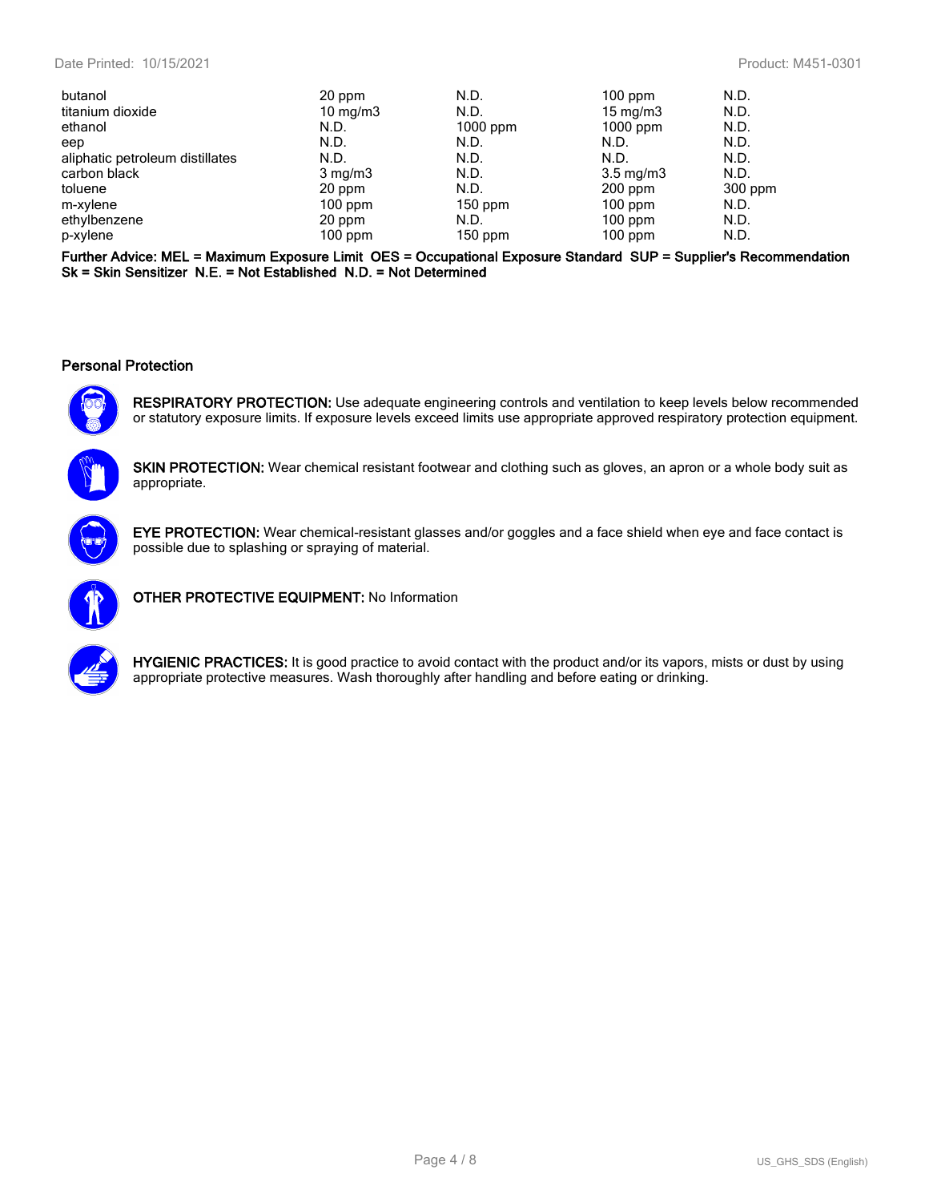| | | | | |
|---|---|---|---|---|
| butanol | 20 ppm | N.D. | 100 ppm | N.D. |
| titanium dioxide | 10 mg/m3 | N.D. | 15 mg/m3 | N.D. |
| ethanol | N.D. | 1000 ppm | 1000 ppm | N.D. |
| eep | N.D. | N.D. | N.D. | N.D. |
| aliphatic petroleum distillates | N.D. | N.D. | N.D. | N.D. |
| carbon black | 3 mg/m3 | N.D. | 3.5 mg/m3 | N.D. |
| toluene | 20 ppm | N.D. | 200 ppm | 300 ppm |
| m-xylene | 100 ppm | 150 ppm | 100 ppm | N.D. |
| ethylbenzene | 20 ppm | N.D. | 100 ppm | N.D. |
| p-xylene | 100 ppm | 150 ppm | 100 ppm | N.D. |

**Further Advice: MEL = Maximum Exposure Limit OES = Occupational Exposure Standard SUP = Supplier's Recommendation Sk = Skin Sensitizer N.E. = Not Established N.D. = Not Determined**

### Personal Protection

**RESPIRATORY PROTECTION:** Use adequate engineering controls and ventilation to keep levels below recommended or statutory exposure limits. If exposure levels exceed limits use appropriate approved respiratory protection equipment.

**SKIN PROTECTION:** Wear chemical resistant footwear and clothing such as gloves, an apron or a whole body suit as appropriate.

**EYE PROTECTION:** Wear chemical-resistant glasses and/or goggles and a face shield when eye and face contact is possible due to splashing or spraying of material.

**OTHER PROTECTIVE EQUIPMENT:** No Information

**HYGIENIC PRACTICES:** It is good practice to avoid contact with the product and/or its vapors, mists or dust by using appropriate protective measures. Wash thoroughly after handling and before eating or drinking.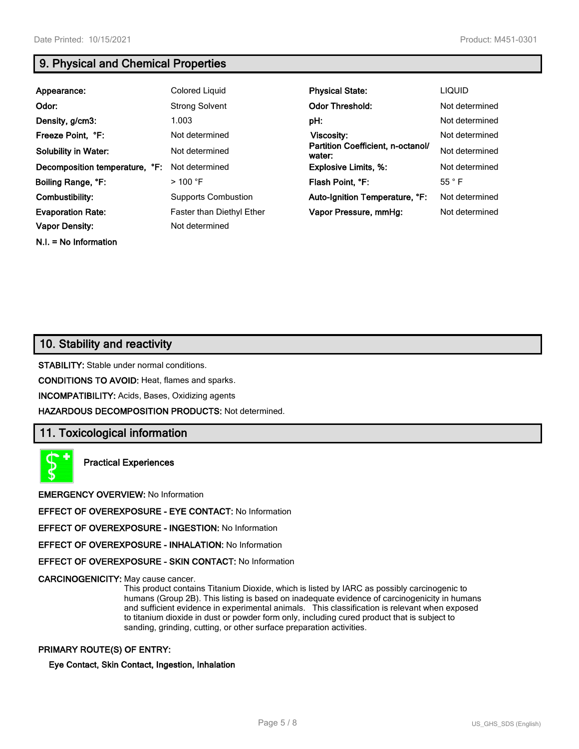## 9. Physical and Chemical Properties

| | | | |
|---|---|---|---|
| **Appearance:** | Colored Liquid | **Physical State:** | LIQUID |
| **Odor:** | Strong Solvent | **Odor Threshold:** | Not determined |
| **Density, g/cm3:** | 1.003 | **pH:** | Not determined |
| **Freeze Point, °F:** | Not determined | **Viscosity:** | Not determined |
| **Solubility in Water:** | Not determined | **Partition Coefficient, n-octanol/ water:** | Not determined |
| **Decomposition temperature, °F:** | Not determined | **Explosive Limits, %:** | Not determined |
| **Boiling Range, °F:** | > 100 °F | **Flash Point, °F:** | 55 ° F |
| **Combustibility:** | Supports Combustion | **Auto-Ignition Temperature, °F:** | Not determined |
| **Evaporation Rate:** | Faster than Diethyl Ether | **Vapor Pressure, mmHg:** | Not determined |
| **Vapor Density:** | Not determined | | |

**N.I. = No Information**

## 10. Stability and reactivity

**STABILITY:** Stable under normal conditions.

**CONDITIONS TO AVOID:** Heat, flames and sparks.

**INCOMPATIBILITY:** Acids, Bases, Oxidizing agents

**HAZARDOUS DECOMPOSITION PRODUCTS:** Not determined.

## 11. Toxicological information

**Practical Experiences**

**EMERGENCY OVERVIEW:** No Information

**EFFECT OF OVEREXPOSURE - EYE CONTACT:** No Information

**EFFECT OF OVEREXPOSURE - INGESTION:** No Information

**EFFECT OF OVEREXPOSURE - INHALATION:** No Information

**EFFECT OF OVEREXPOSURE - SKIN CONTACT:** No Information

**CARCINOGENICITY:** May cause cancer.
This product contains Titanium Dioxide, which is listed by IARC as possibly carcinogenic to humans (Group 2B). This listing is based on inadequate evidence of carcinogenicity in humans and sufficient evidence in experimental animals. This classification is relevant when exposed to titanium dioxide in dust or powder form only, including cured product that is subject to sanding, grinding, cutting, or other surface preparation activities.

**PRIMARY ROUTE(S) OF ENTRY:**

**Eye Contact, Skin Contact, Ingestion, Inhalation**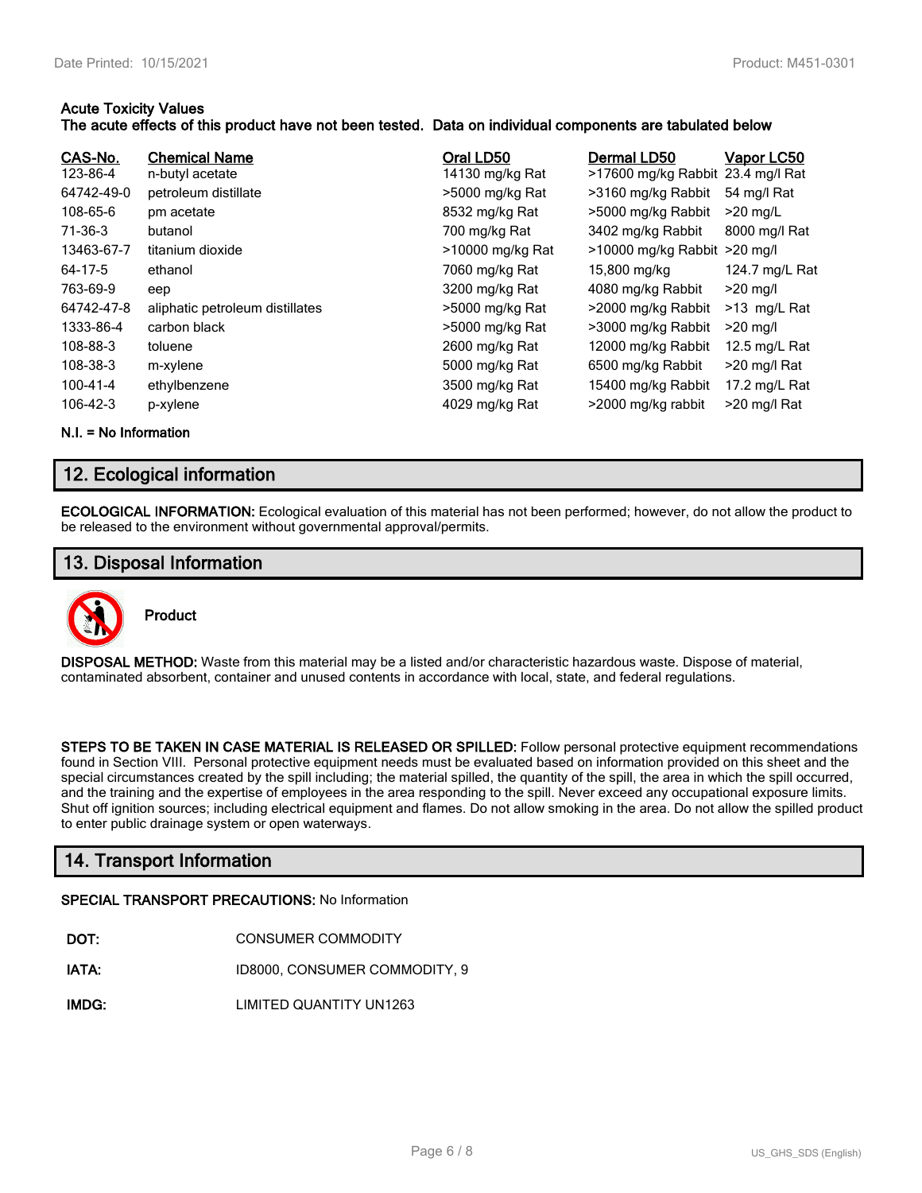**Acute Toxicity Values**
**The acute effects of this product have not been tested. Data on individual components are tabulated below**

| CAS-No. | Chemical Name | Oral LD50 | Dermal LD50 | Vapor LC50 |
|---|---|---|---|---|
| 123-86-4 | n-butyl acetate | 14130 mg/kg Rat | >17600 mg/kg Rabbit | 23.4 mg/l Rat |
| 64742-49-0 | petroleum distillate | >5000 mg/kg Rat | >3160 mg/kg Rabbit | 54 mg/l Rat |
| 108-65-6 | pm acetate | 8532 mg/kg Rat | >5000 mg/kg Rabbit | >20 mg/L |
| 71-36-3 | butanol | 700 mg/kg Rat | 3402 mg/kg Rabbit | 8000 mg/l Rat |
| 13463-67-7 | titanium dioxide | >10000 mg/kg Rat | >10000 mg/kg Rabbit | >20 mg/l |
| 64-17-5 | ethanol | 7060 mg/kg Rat | 15,800 mg/kg | 124.7 mg/L Rat |
| 763-69-9 | eep | 3200 mg/kg Rat | 4080 mg/kg Rabbit | >20 mg/l |
| 64742-47-8 | aliphatic petroleum distillates | >5000 mg/kg Rat | >2000 mg/kg Rabbit | >13 mg/L Rat |
| 1333-86-4 | carbon black | >5000 mg/kg Rat | >3000 mg/kg Rabbit | >20 mg/l |
| 108-88-3 | toluene | 2600 mg/kg Rat | 12000 mg/kg Rabbit | 12.5 mg/L Rat |
| 108-38-3 | m-xylene | 5000 mg/kg Rat | 6500 mg/kg Rabbit | >20 mg/l Rat |
| 100-41-4 | ethylbenzene | 3500 mg/kg Rat | 15400 mg/kg Rabbit | 17.2 mg/L Rat |
| 106-42-3 | p-xylene | 4029 mg/kg Rat | >2000 mg/kg rabbit | >20 mg/l Rat |

**N.I. = No Information**

## 12. Ecological information

**ECOLOGICAL INFORMATION:** Ecological evaluation of this material has not been performed; however, do not allow the product to be released to the environment without governmental approval/permits.

## 13. Disposal Information

**Product**

**DISPOSAL METHOD:** Waste from this material may be a listed and/or characteristic hazardous waste. Dispose of material, contaminated absorbent, container and unused contents in accordance with local, state, and federal regulations.

**STEPS TO BE TAKEN IN CASE MATERIAL IS RELEASED OR SPILLED:** Follow personal protective equipment recommendations found in Section VIII. Personal protective equipment needs must be evaluated based on information provided on this sheet and the special circumstances created by the spill including; the material spilled, the quantity of the spill, the area in which the spill occurred, and the training and the expertise of employees in the area responding to the spill. Never exceed any occupational exposure limits. Shut off ignition sources; including electrical equipment and flames. Do not allow smoking in the area. Do not allow the spilled product to enter public drainage system or open waterways.

## 14. Transport Information

**SPECIAL TRANSPORT PRECAUTIONS:** No Information

**DOT:** CONSUMER COMMODITY

**IATA:** ID8000, CONSUMER COMMODITY, 9

**IMDG:** LIMITED QUANTITY UN1263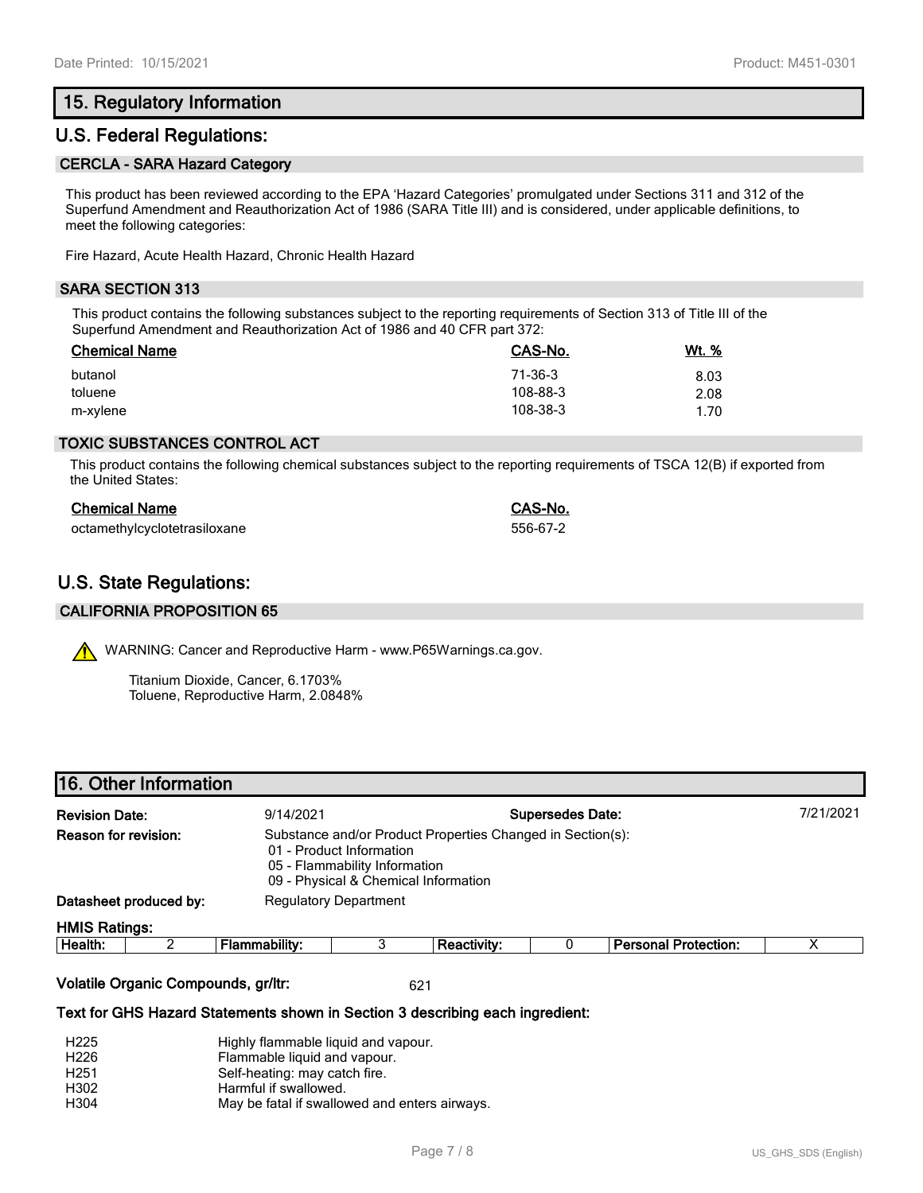## 15. Regulatory Information

## U.S. Federal Regulations:

### CERCLA - SARA Hazard Category

This product has been reviewed according to the EPA 'Hazard Categories' promulgated under Sections 311 and 312 of the Superfund Amendment and Reauthorization Act of 1986 (SARA Title III) and is considered, under applicable definitions, to meet the following categories:

Fire Hazard, Acute Health Hazard, Chronic Health Hazard

### SARA SECTION 313

This product contains the following substances subject to the reporting requirements of Section 313 of Title III of the Superfund Amendment and Reauthorization Act of 1986 and 40 CFR part 372:

| Chemical Name | CAS-No. | Wt. % |
|---|---|---|
| butanol | 71-36-3 | 8.03 |
| toluene | 108-88-3 | 2.08 |
| m-xylene | 108-38-3 | 1.70 |

### TOXIC SUBSTANCES CONTROL ACT

This product contains the following chemical substances subject to the reporting requirements of TSCA 12(B) if exported from the United States:

| Chemical Name | CAS-No. |
|---|---|
| octamethylcyclotetrasiloxane | 556-67-2 |

## U.S. State Regulations:

### CALIFORNIA PROPOSITION 65

WARNING: Cancer and Reproductive Harm - www.P65Warnings.ca.gov.

Titanium Dioxide, Cancer, 6.1703%
Toluene, Reproductive Harm, 2.0848%

## 16. Other Information

**Revision Date:** 9/14/2021 **Supersedes Date:** 7/21/2021

**Reason for revision:** Substance and/or Product Properties Changed in Section(s):
- 01 - Product Information
- 05 - Flammability Information
- 09 - Physical & Chemical Information

**Datasheet produced by:** Regulatory Department

**HMIS Ratings:**

| Health: | 2 | Flammability: | 3 | Reactivity: | 0 | Personal Protection: | X |
|---|---|---|---|---|---|---|---|

**Volatile Organic Compounds, gr/ltr:** 621

**Text for GHS Hazard Statements shown in Section 3 describing each ingredient:**

| | |
|---|---|
| H225 | Highly flammable liquid and vapour. |
| H226 | Flammable liquid and vapour. |
| H251 | Self-heating: may catch fire. |
| H302 | Harmful if swallowed. |
| H304 | May be fatal if swallowed and enters airways. |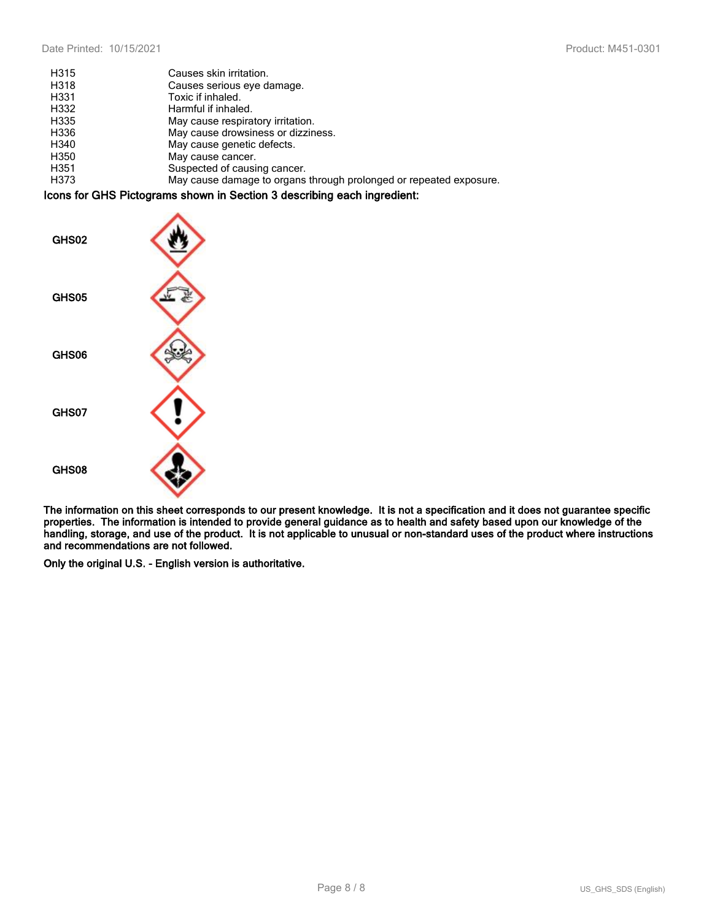| | |
|---|---|
| H315 | Causes skin irritation. |
| H318 | Causes serious eye damage. |
| H331 | Toxic if inhaled. |
| H332 | Harmful if inhaled. |
| H335 | May cause respiratory irritation. |
| H336 | May cause drowsiness or dizziness. |
| H340 | May cause genetic defects. |
| H350 | May cause cancer. |
| H351 | Suspected of causing cancer. |
| H373 | May cause damage to organs through prolonged or repeated exposure. |

**Icons for GHS Pictograms shown in Section 3 describing each ingredient:**

**GHS02**

**GHS05**

**GHS06**

**GHS07**

**GHS08**

**The information on this sheet corresponds to our present knowledge. It is not a specification and it does not guarantee specific properties. The information is intended to provide general guidance as to health and safety based upon our knowledge of the handling, storage, and use of the product. It is not applicable to unusual or non-standard uses of the product where instructions and recommendations are not followed.**

**Only the original U.S. - English version is authoritative.**